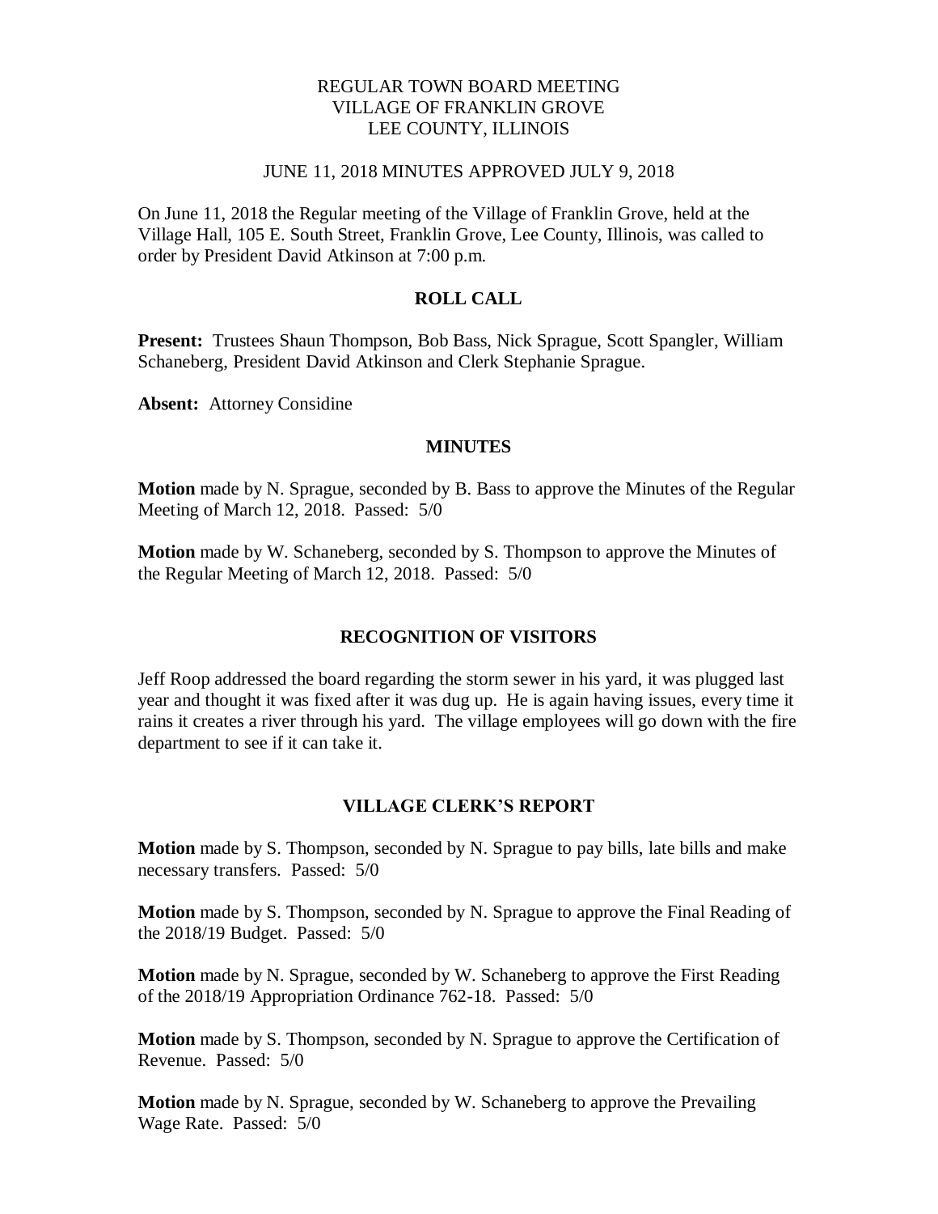REGULAR TOWN BOARD MEETING
VILLAGE OF FRANKLIN GROVE
LEE COUNTY, ILLINOIS

JUNE 11, 2018 MINUTES APPROVED JULY 9, 2018

On June 11, 2018 the Regular meeting of the Village of Franklin Grove, held at the Village Hall, 105 E. South Street, Franklin Grove, Lee County, Illinois, was called to order by President David Atkinson at 7:00 p.m.

## ROLL CALL

**Present:** Trustees Shaun Thompson, Bob Bass, Nick Sprague, Scott Spangler, William Schaneberg, President David Atkinson and Clerk Stephanie Sprague.

**Absent:** Attorney Considine

## MINUTES

**Motion** made by N. Sprague, seconded by B. Bass to approve the Minutes of the Regular Meeting of March 12, 2018. Passed: 5/0

**Motion** made by W. Schaneberg, seconded by S. Thompson to approve the Minutes of the Regular Meeting of March 12, 2018. Passed: 5/0

## RECOGNITION OF VISITORS

Jeff Roop addressed the board regarding the storm sewer in his yard, it was plugged last year and thought it was fixed after it was dug up. He is again having issues, every time it rains it creates a river through his yard. The village employees will go down with the fire department to see if it can take it.

## VILLAGE CLERK'S REPORT

**Motion** made by S. Thompson, seconded by N. Sprague to pay bills, late bills and make necessary transfers. Passed: 5/0

**Motion** made by S. Thompson, seconded by N. Sprague to approve the Final Reading of the 2018/19 Budget. Passed: 5/0

**Motion** made by N. Sprague, seconded by W. Schaneberg to approve the First Reading of the 2018/19 Appropriation Ordinance 762-18. Passed: 5/0

**Motion** made by S. Thompson, seconded by N. Sprague to approve the Certification of Revenue. Passed: 5/0

**Motion** made by N. Sprague, seconded by W. Schaneberg to approve the Prevailing Wage Rate. Passed: 5/0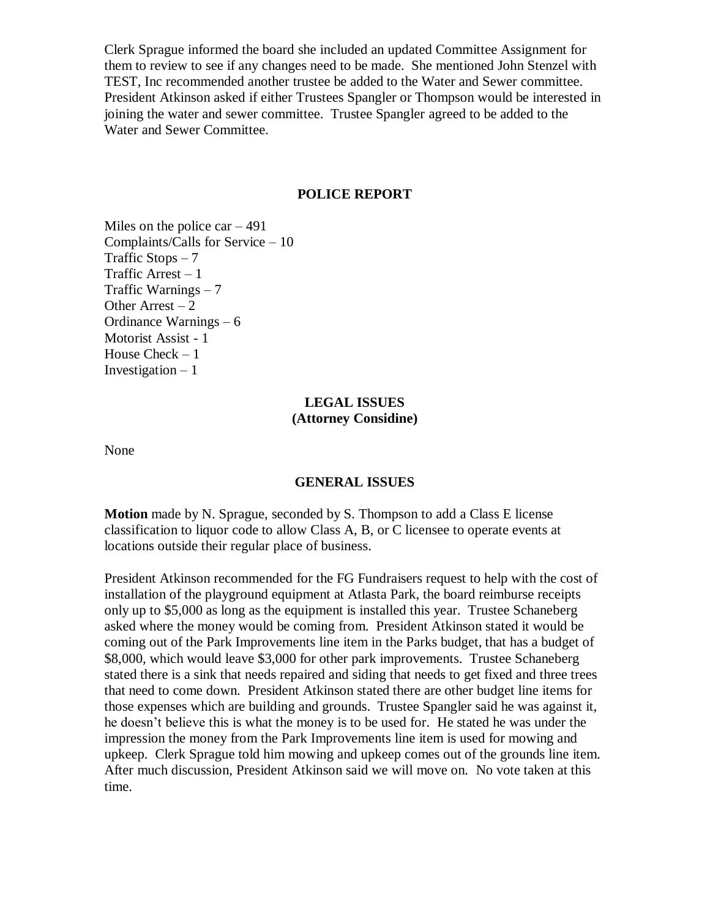Clerk Sprague informed the board she included an updated Committee Assignment for them to review to see if any changes need to be made. She mentioned John Stenzel with TEST, Inc recommended another trustee be added to the Water and Sewer committee. President Atkinson asked if either Trustees Spangler or Thompson would be interested in joining the water and sewer committee. Trustee Spangler agreed to be added to the Water and Sewer Committee.

## POLICE REPORT

Miles on the police car – 491
Complaints/Calls for Service – 10
Traffic Stops – 7
Traffic Arrest – 1
Traffic Warnings – 7
Other Arrest – 2
Ordinance Warnings – 6
Motorist Assist - 1
House Check – 1
Investigation – 1

## LEGAL ISSUES
## (Attorney Considine)

None

## GENERAL ISSUES

**Motion** made by N. Sprague, seconded by S. Thompson to add a Class E license classification to liquor code to allow Class A, B, or C licensee to operate events at locations outside their regular place of business.

President Atkinson recommended for the FG Fundraisers request to help with the cost of installation of the playground equipment at Atlasta Park, the board reimburse receipts only up to $5,000 as long as the equipment is installed this year. Trustee Schaneberg asked where the money would be coming from. President Atkinson stated it would be coming out of the Park Improvements line item in the Parks budget, that has a budget of $8,000, which would leave $3,000 for other park improvements. Trustee Schaneberg stated there is a sink that needs repaired and siding that needs to get fixed and three trees that need to come down. President Atkinson stated there are other budget line items for those expenses which are building and grounds. Trustee Spangler said he was against it, he doesn't believe this is what the money is to be used for. He stated he was under the impression the money from the Park Improvements line item is used for mowing and upkeep. Clerk Sprague told him mowing and upkeep comes out of the grounds line item. After much discussion, President Atkinson said we will move on. No vote taken at this time.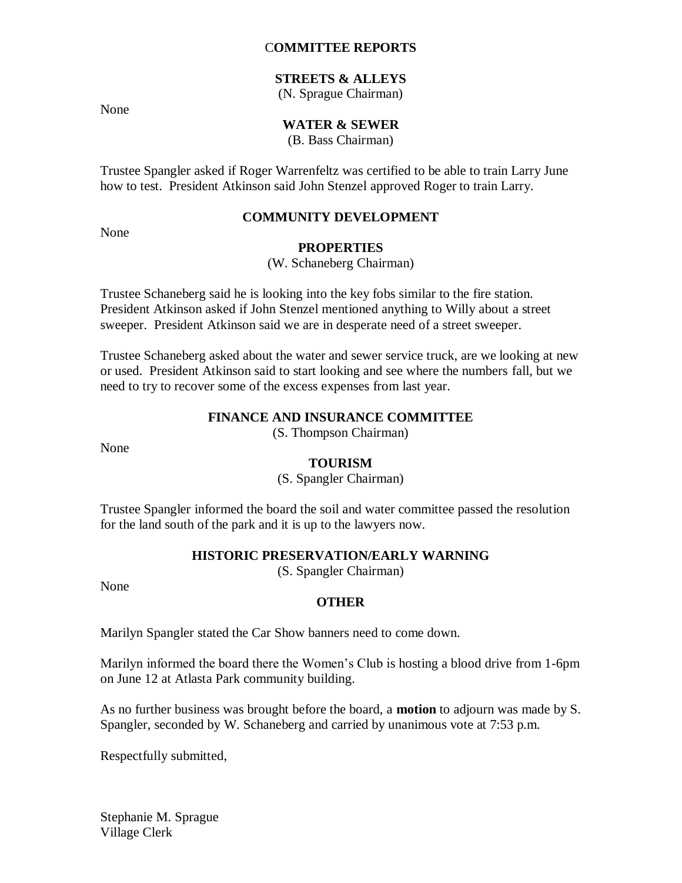## COMMITTEE REPORTS

### STREETS & ALLEYS

(N. Sprague Chairman)

None

### WATER & SEWER

(B. Bass Chairman)

Trustee Spangler asked if Roger Warrenfeltz was certified to be able to train Larry June how to test. President Atkinson said John Stenzel approved Roger to train Larry.

### COMMUNITY DEVELOPMENT

None

### PROPERTIES

(W. Schaneberg Chairman)

Trustee Schaneberg said he is looking into the key fobs similar to the fire station. President Atkinson asked if John Stenzel mentioned anything to Willy about a street sweeper. President Atkinson said we are in desperate need of a street sweeper.

Trustee Schaneberg asked about the water and sewer service truck, are we looking at new or used. President Atkinson said to start looking and see where the numbers fall, but we need to try to recover some of the excess expenses from last year.

### FINANCE AND INSURANCE COMMITTEE

(S. Thompson Chairman)

None

### TOURISM

(S. Spangler Chairman)

Trustee Spangler informed the board the soil and water committee passed the resolution for the land south of the park and it is up to the lawyers now.

### HISTORIC PRESERVATION/EARLY WARNING

(S. Spangler Chairman)

None

### OTHER

Marilyn Spangler stated the Car Show banners need to come down.

Marilyn informed the board there the Women's Club is hosting a blood drive from 1-6pm on June 12 at Atlasta Park community building.

As no further business was brought before the board, a **motion** to adjourn was made by S. Spangler, seconded by W. Schaneberg and carried by unanimous vote at 7:53 p.m.

Respectfully submitted,

Stephanie M. Sprague
Village Clerk